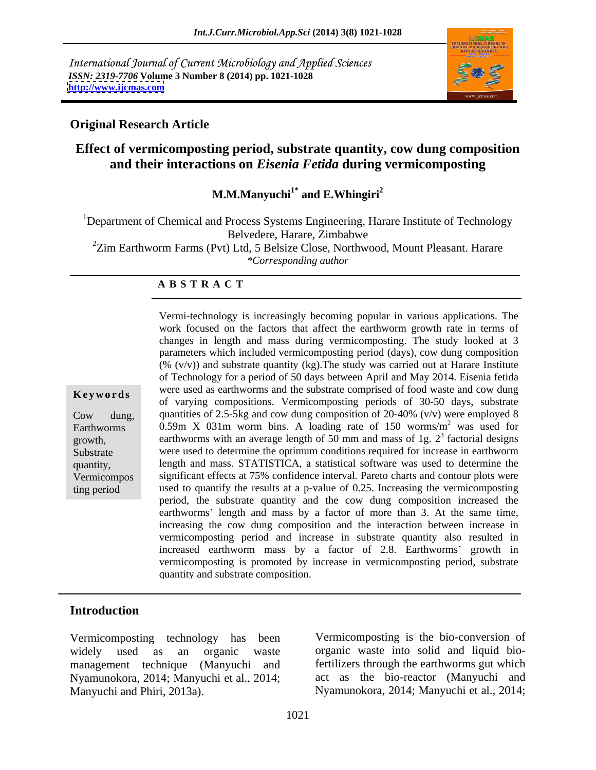International Journal of Current Microbiology and Applied Sciences
*ISSN: 2319-7706* **Volume 3 Number 8 (2014) pp. 1021-1028**
**http://www.ijcmas.com**

**Original Research Article**

# Effect of vermicomposting period, substrate quantity, cow dung composition and their interactions on *Eisenia Fetida* during vermicomposting

**M.M.Manyuchi[1*] and E.Whingiri[2]**

[1]Department of Chemical and Process Systems Engineering, Harare Institute of Technology Belvedere, Harare, Zimbabwe
[2]Zim Earthworm Farms (Pvt) Ltd, 5 Belsize Close, Northwood, Mount Pleasant. Harare
*\*Corresponding author*

## A B S T R A C T

**Keywords**

Cow dung, Earthworms growth, Substrate quantity, Vermicomposting period

Vermi-technology is increasingly becoming popular in various applications. The work focused on the factors that affect the earthworm growth rate in terms of changes in length and mass during vermicomposting. The study looked at 3 parameters which included vermicomposting period (days), cow dung composition (% (v/v)) and substrate quantity (kg).The study was carried out at Harare Institute of Technology for a period of 50 days between April and May 2014. Eisenia fetida were used as earthworms and the substrate comprised of food waste and cow dung of varying compositions. Vermicomposting periods of 30-50 days, substrate quantities of 2.5-5kg and cow dung composition of 20-40% (v/v) were employed 8 0.59m X 031m worm bins. A loading rate of 150 worms/$m^2$ was used for earthworms with an average length of 50 mm and mass of 1g. $2^3$ factorial designs were used to determine the optimum conditions required for increase in earthworm length and mass. STATISTICA, a statistical software was used to determine the significant effects at 75% confidence interval. Pareto charts and contour plots were used to quantify the results at a p-value of 0.25. Increasing the vermicomposting period, the substrate quantity and the cow dung composition increased the earthworms' length and mass by a factor of more than 3. At the same time, increasing the cow dung composition and the interaction between increase in vermicomposting period and increase in substrate quantity also resulted in increased earthworm mass by a factor of 2.8. Earthworms' growth in vermicomposting is promoted by increase in vermicomposting period, substrate quantity and substrate composition.

## Introduction

Vermicomposting technology has been widely used as an organic waste management technique (Manyuchi and Nyamunokora, 2014; Manyuchi et al., 2014; Manyuchi and Phiri, 2013a).

Vermicomposting is the bio-conversion of organic waste into solid and liquid bio-fertilizers through the earthworms gut which act as the bio-reactor (Manyuchi and Nyamunokora, 2014; Manyuchi et al., 2014;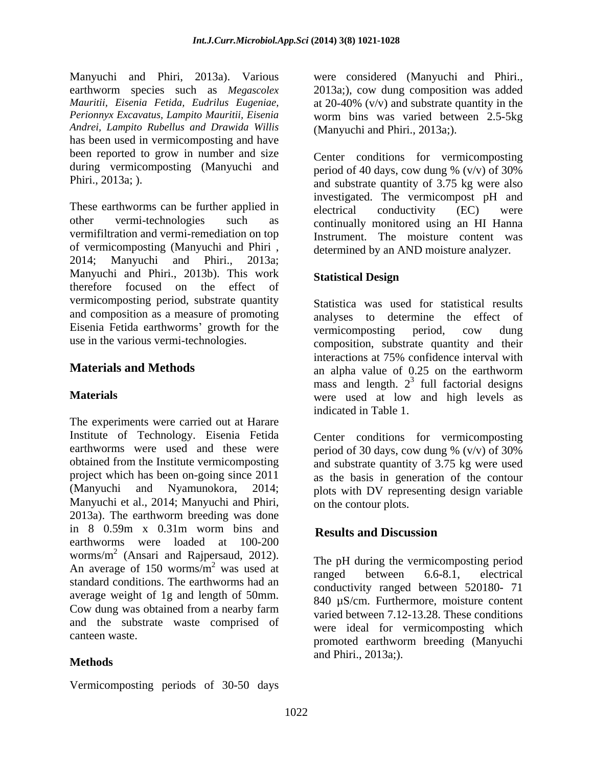Manyuchi and Phiri, 2013a). Various earthworm species such as *Megascolex Mauritii, Eisenia Fetida, Eudrilus Eugeniae, Perionnyx Excavatus, Lampito Mauritii, Eisenia Andrei, Lampito Rubellus and Drawida Willis* has been used in vermicomposting and have been reported to grow in number and size during vermicomposting (Manyuchi and Phiri., 2013a; ).

These earthworms can be further applied in other vermi-technologies such as vermifiltration and vermi-remediation on top of vermicomposting (Manyuchi and Phiri , 2014; Manyuchi and Phiri., 2013a; Manyuchi and Phiri., 2013b). This work therefore focused on the effect of vermicomposting period, substrate quantity and composition as a measure of promoting Eisenia Fetida earthworms' growth for the use in the various vermi-technologies.

## Materials and Methods

### Materials

The experiments were carried out at Harare Institute of Technology. Eisenia Fetida earthworms were used and these were obtained from the Institute vermicomposting project which has been on-going since 2011 (Manyuchi and Nyamunokora, 2014; Manyuchi et al., 2014; Manyuchi and Phiri, 2013a). The earthworm breeding was done in 8 0.59m x 0.31m worm bins and earthworms were loaded at 100-200 worms/$m^2$ (Ansari and Rajpersaud, 2012). An average of 150 worms/$m^2$ was used at standard conditions. The earthworms had an average weight of 1g and length of 50mm. Cow dung was obtained from a nearby farm and the substrate waste comprised of canteen waste.

### Methods

Vermicomposting periods of 30-50 days were considered (Manyuchi and Phiri., 2013a;), cow dung composition was added at 20-40% (v/v) and substrate quantity in the worm bins was varied between 2.5-5kg (Manyuchi and Phiri., 2013a;).

Center conditions for vermicomposting period of 40 days, cow dung % (v/v) of 30% and substrate quantity of 3.75 kg were also investigated. The vermicompost pH and electrical conductivity (EC) were continually monitored using an HI Hanna Instrument. The moisture content was determined by an AND moisture analyzer.

### Statistical Design

Statistica was used for statistical results analyses to determine the effect of vermicomposting period, cow dung composition, substrate quantity and their interactions at 75% confidence interval with an alpha value of 0.25 on the earthworm mass and length. $2^3$ full factorial designs were used at low and high levels as indicated in Table 1.

Center conditions for vermicomposting period of 30 days, cow dung % (v/v) of 30% and substrate quantity of 3.75 kg were used as the basis in generation of the contour plots with DV representing design variable on the contour plots.

## Results and Discussion

The pH during the vermicomposting period ranged between 6.6-8.1, electrical conductivity ranged between 520180- 71 840 µS/cm. Furthermore, moisture content varied between 7.12-13.28. These conditions were ideal for vermicomposting which promoted earthworm breeding (Manyuchi and Phiri., 2013a;).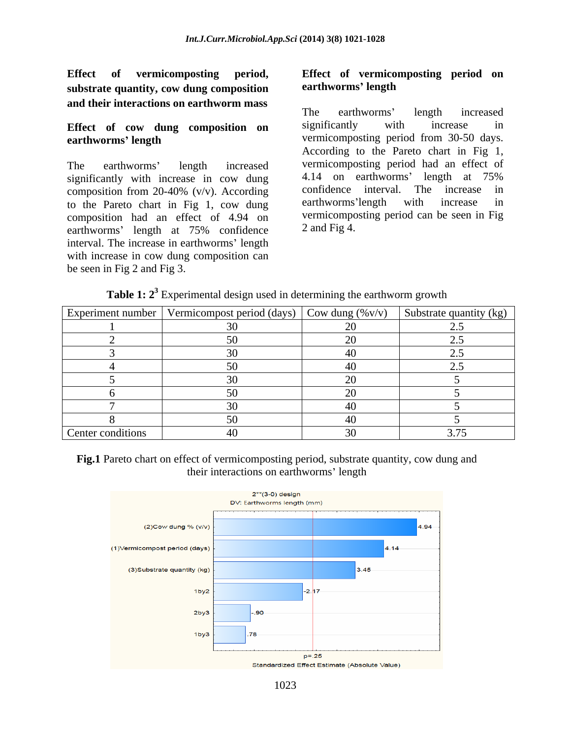### Effect of vermicomposting period, substrate quantity, cow dung composition and their interactions on earthworm mass

### Effect of cow dung composition on earthworms' length

The earthworms' length increased significantly with increase in cow dung composition from 20-40% (v/v). According to the Pareto chart in Fig 1, cow dung composition had an effect of 4.94 on earthworms' length at 75% confidence interval. The increase in earthworms' length with increase in cow dung composition can be seen in Fig 2 and Fig 3.

### Effect of vermicomposting period on earthworms' length

The earthworms' length increased significantly with increase in vermicomposting period from 30-50 days. According to the Pareto chart in Fig 1, vermicomposting period had an effect of 4.14 on earthworms' length at 75% confidence interval. The increase in earthworms'length with increase in vermicomposting period can be seen in Fig 2 and Fig 4.

**Table 1:** $2^3$ Experimental design used in determining the earthworm growth

| Experiment number | Vermicompost period (days) | Cow dung (%v/v) | Substrate quantity (kg) |
|---|---|---|---|
| 1 | 30 | 20 | 2.5 |
| 2 | 50 | 20 | 2.5 |
| 3 | 30 | 40 | 2.5 |
| 4 | 50 | 40 | 2.5 |
| 5 | 30 | 20 | 5 |
| 6 | 50 | 20 | 5 |
| 7 | 30 | 40 | 5 |
| 8 | 50 | 40 | 5 |
| Center conditions | 40 | 30 | 3.75 |

**Fig.1** Pareto chart on effect of vermicomposting period, substrate quantity, cow dung and their interactions on earthworms' length

2**(3-0) design
DV: Earthworms length (mm)

(2)Cow dung % (v/v) 4.94
(1)Vermicompost period (days) 4.14
(3)Substrate quantity (kg) 3.45
1by2 -2.17
2by3 -.90
1by3 .78

p=.25
Standardized Effect Estimate (Absolute Value)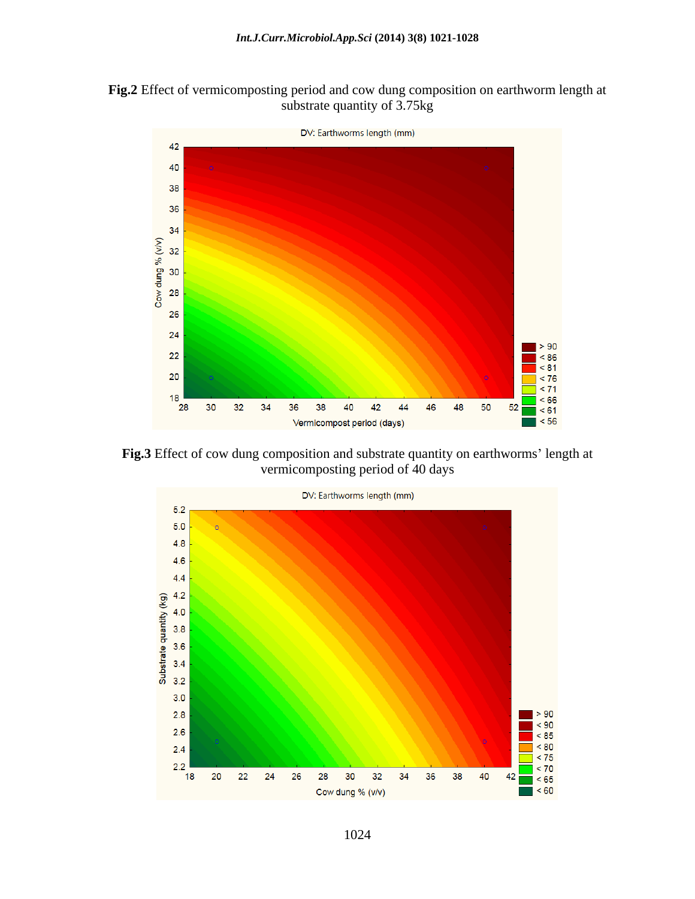**Fig.2** Effect of vermicomposting period and cow dung composition on earthworm length at substrate quantity of 3.75kg

DV: Earthworms length (mm)

Cow dung % (v/v)

42
40
38
36
34
32
30
28
26
24
22
20
18

Vermicompost period (days)

28 30 32 34 36 38 40 42 44 46 48 50 52

> 90
< 86
< 81
< 76
< 71
< 66
< 61
< 56

**Fig.3** Effect of cow dung composition and substrate quantity on earthworms' length at vermicomposting period of 40 days

DV: Earthworms length (mm)

Substrate quantity (kg)

5.2
5.0
4.8
4.6
4.4
4.2
4.0
3.8
3.6
3.4
3.2
3.0
2.8
2.6
2.4
2.2

Cow dung % (v/v)

18 20 22 24 26 28 30 32 34 36 38 40 42

> 90
< 90
< 85
< 80
< 75
< 70
< 65
< 60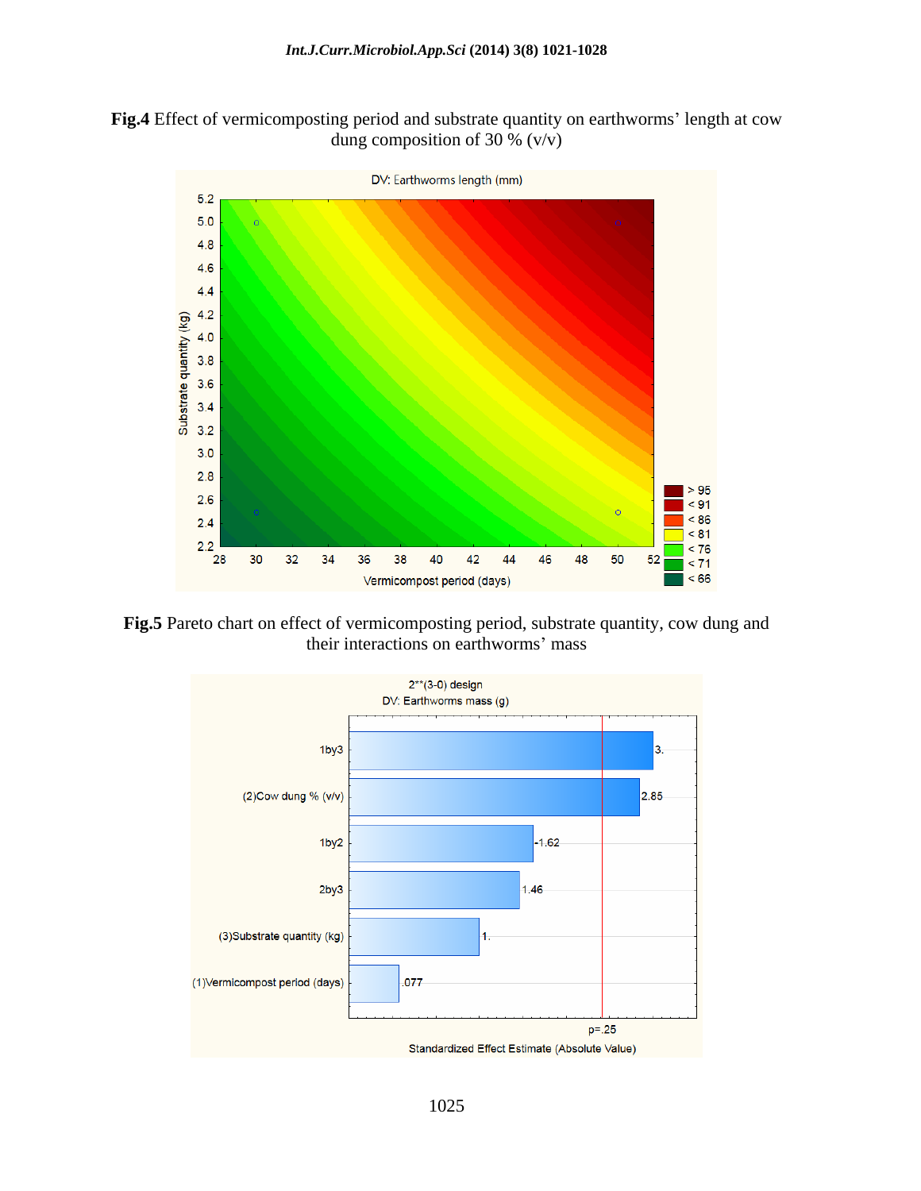**Fig.4** Effect of vermicomposting period and substrate quantity on earthworms' length at cow dung composition of 30 % (v/v)

DV: Earthworms length (mm)

Substrate quantity (kg)

5.2
5.0
4.8
4.6
4.4
4.2
4.0
3.8
3.6
3.4
3.2
3.0
2.8
2.6
2.4
2.2

28 30 32 34 36 38 40 42 44 46 48 50 52

Vermicompost period (days)

> 95
< 91
< 86
< 81
< 76
< 71
< 66

**Fig.5** Pareto chart on effect of vermicomposting period, substrate quantity, cow dung and their interactions on earthworms' mass

2**(3-0) design
DV: Earthworms mass (g)

1by3 3.
(2)Cow dung % (v/v) 2.85
1by2 -1.62
2by3 1.46
(3)Substrate quantity (kg) 1.
(1)Vermicompost period (days) .077

p=.25

Standardized Effect Estimate (Absolute Value)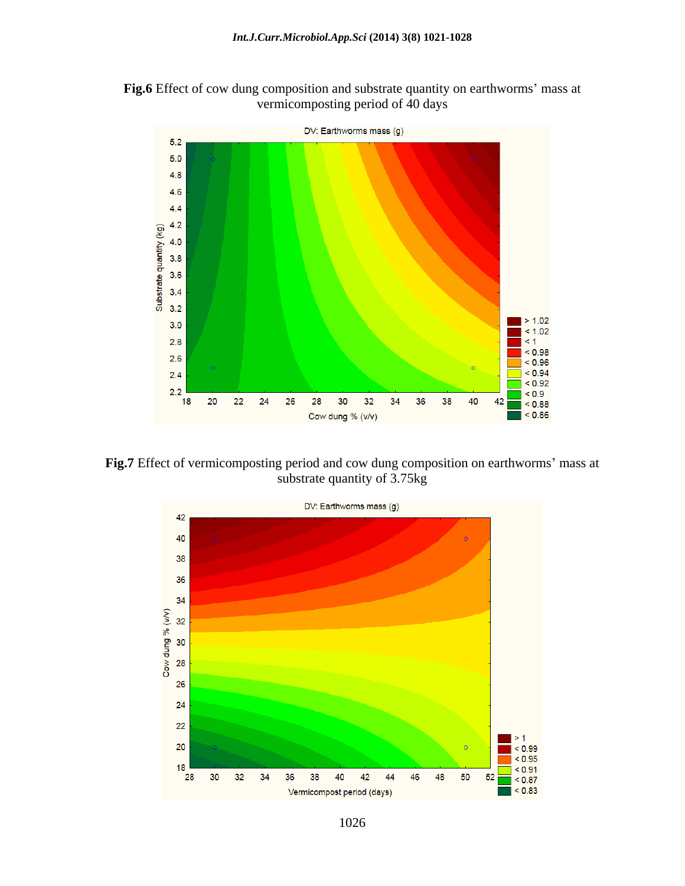**Fig.6** Effect of cow dung composition and substrate quantity on earthworms' mass at vermicomposting period of 40 days

DV: Earthworms mass (g)

Substrate quantity (kg)

5.2
5.0
4.8
4.6
4.4
4.2
4.0
3.8
3.6
3.4
3.2
3.0
2.8
2.6
2.4
2.2

18 20 22 24 26 28 30 32 34 36 38 40 42

Cow dung % (v/v)

> 1.02
< 1.02
< 1
< 0.98
< 0.96
< 0.94
< 0.92
< 0.9
< 0.88
< 0.86

**Fig.7** Effect of vermicomposting period and cow dung composition on earthworms' mass at substrate quantity of 3.75kg

DV: Earthworms mass (g)

Cow dung % (v/v)

42
40
38
36
34
32
30
28
26
24
22
20
18

28 30 32 34 36 38 40 42 44 46 48 50 52

Vermicompost period (days)

> 1
< 0.99
< 0.95
< 0.91
< 0.87
< 0.83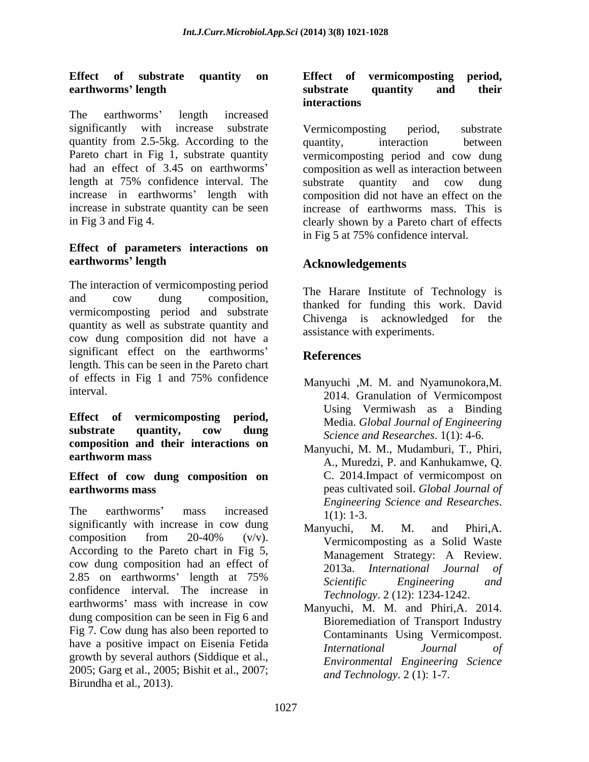### Effect of substrate quantity on earthworms' length

The earthworms' length increased significantly with increase substrate quantity from 2.5-5kg. According to the Pareto chart in Fig 1, substrate quantity had an effect of 3.45 on earthworms' length at 75% confidence interval. The increase in earthworms' length with increase in substrate quantity can be seen in Fig 3 and Fig 4.

### Effect of parameters interactions on earthworms' length

The interaction of vermicomposting period and cow dung composition, vermicomposting period and substrate quantity as well as substrate quantity and cow dung composition did not have a significant effect on the earthworms' length. This can be seen in the Pareto chart of effects in Fig 1 and 75% confidence interval.

### Effect of vermicomposting period, substrate quantity, cow dung composition and their interactions on earthworm mass

### Effect of cow dung composition on earthworms mass

The earthworms' mass increased significantly with increase in cow dung composition from 20-40% (v/v). According to the Pareto chart in Fig 5, cow dung composition had an effect of 2.85 on earthworms' length at 75% confidence interval. The increase in earthworms' mass with increase in cow dung composition can be seen in Fig 6 and Fig 7. Cow dung has also been reported to have a positive impact on Eisenia Fetida growth by several authors (Siddique et al., 2005; Garg et al., 2005; Bishit et al., 2007; Birundha et al., 2013).

### Effect of vermicomposting period, substrate quantity and their interactions

Vermicomposting period, substrate quantity, interaction between vermicomposting period and cow dung composition as well as interaction between substrate quantity and cow dung composition did not have an effect on the increase of earthworms mass. This is clearly shown by a Pareto chart of effects in Fig 5 at 75% confidence interval.

## Acknowledgements

The Harare Institute of Technology is thanked for funding this work. David Chivenga is acknowledged for the assistance with experiments.

## References

Manyuchi ,M. M. and Nyamunokora,M. 2014. Granulation of Vermicompost Using Vermiwash as a Binding Media. *Global Journal of Engineering Science and Researches*. 1(1): 4-6.

Manyuchi, M. M., Mudamburi, T., Phiri, A., Muredzi, P. and Kanhukamwe, Q. C. 2014.Impact of vermicompost on peas cultivated soil. *Global Journal of Engineering Science and Researches*. 1(1): 1-3.

Manyuchi, M. M. and Phiri,A. Vermicomposting as a Solid Waste Management Strategy: A Review. 2013a. *International Journal of Scientific Engineering and Technology*. 2 (12): 1234-1242.

Manyuchi, M. M. and Phiri,A. 2014. Bioremediation of Transport Industry Contaminants Using Vermicompost. *International Journal of Environmental Engineering Science and Technology*. 2 (1): 1-7.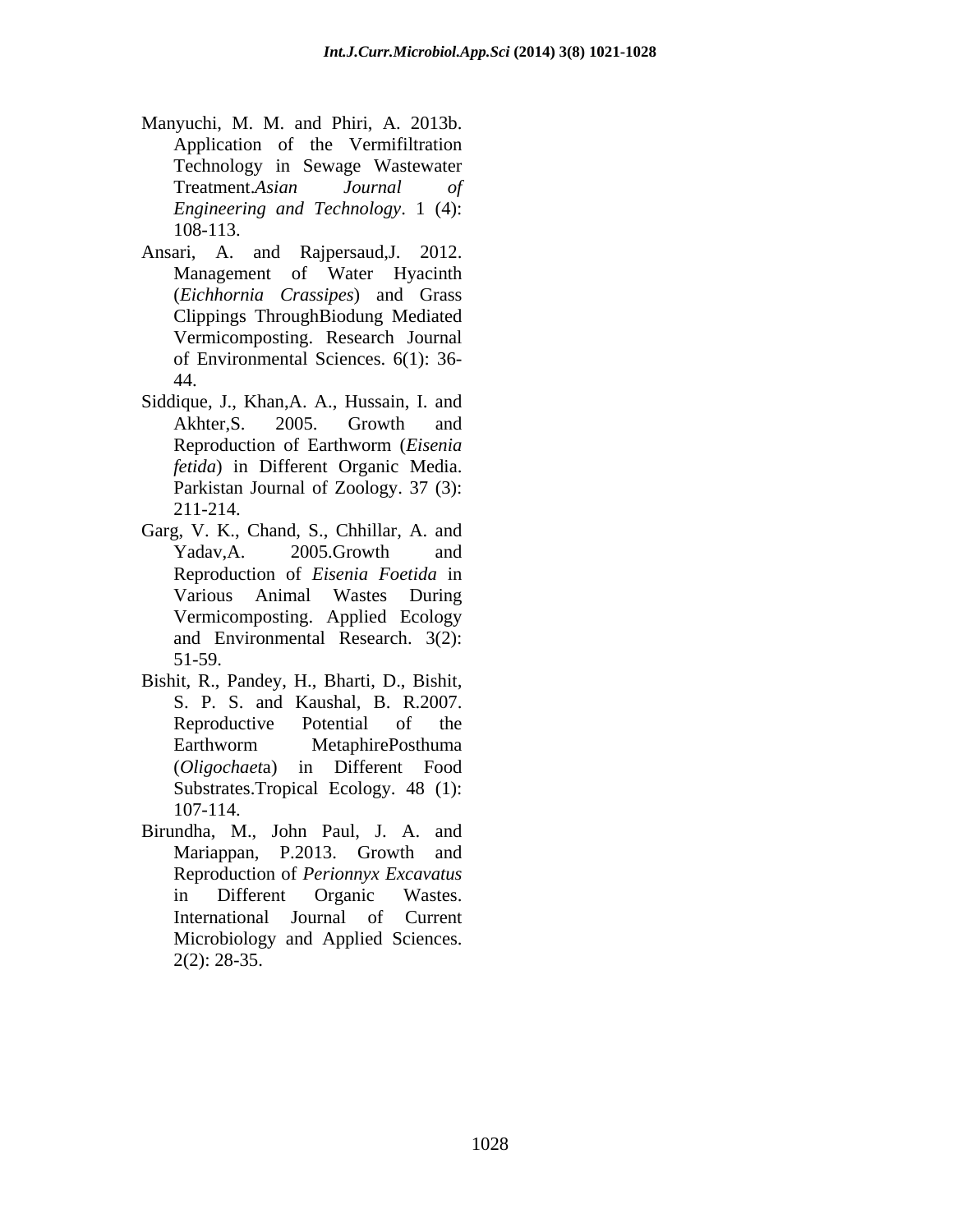Manyuchi, M. M. and Phiri, A. 2013b. Application of the Vermifiltration Technology in Sewage Wastewater Treatment.*Asian Journal of Engineering and Technology*. 1 (4): 108-113.

Ansari, A. and Rajpersaud,J. 2012. Management of Water Hyacinth (*Eichhornia Crassipes*) and Grass Clippings ThroughBiodung Mediated Vermicomposting. Research Journal of Environmental Sciences. 6(1): 36-44.

Siddique, J., Khan,A. A., Hussain, I. and Akhter,S. 2005. Growth and Reproduction of Earthworm (*Eisenia fetida*) in Different Organic Media. Parkistan Journal of Zoology. 37 (3): 211-214.

Garg, V. K., Chand, S., Chhillar, A. and Yadav,A. 2005.Growth and Reproduction of *Eisenia Foetida* in Various Animal Wastes During Vermicomposting. Applied Ecology and Environmental Research. 3(2): 51-59.

Bishit, R., Pandey, H., Bharti, D., Bishit, S. P. S. and Kaushal, B. R.2007. Reproductive Potential of the Earthworm MetaphirePosthuma (*Oligochaet*a) in Different Food Substrates.Tropical Ecology. 48 (1): 107-114.

Birundha, M., John Paul, J. A. and Mariappan, P.2013. Growth and Reproduction of *Perionnyx Excavatus* in Different Organic Wastes. International Journal of Current Microbiology and Applied Sciences. 2(2): 28-35.